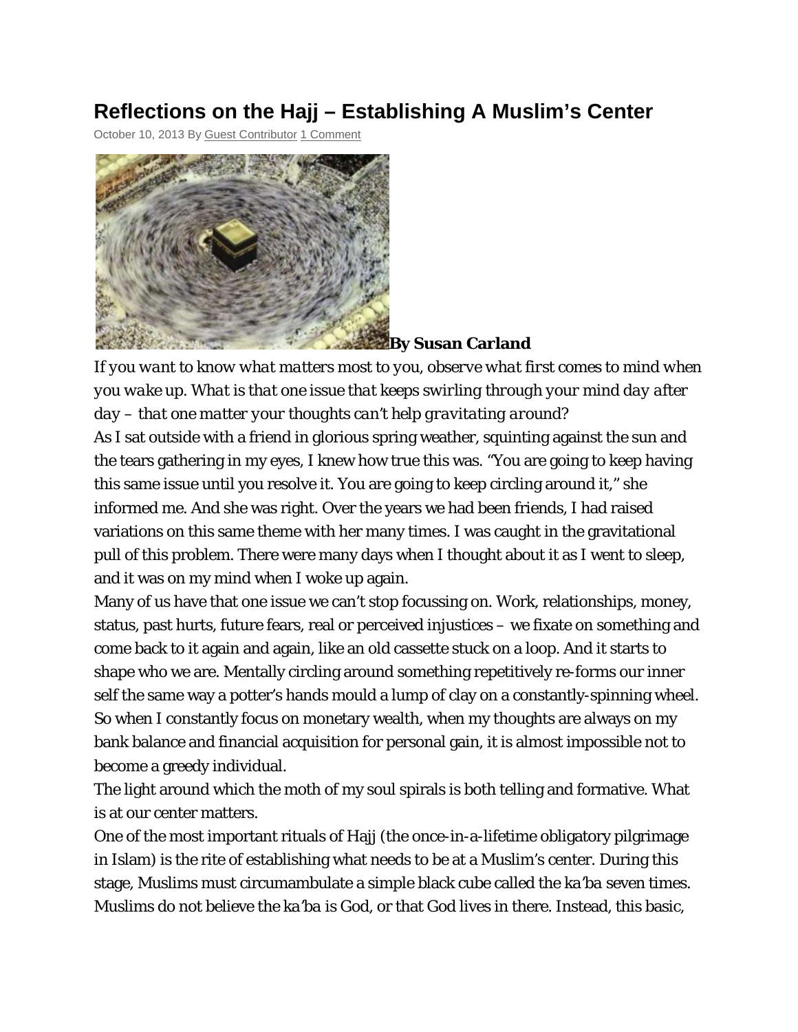# Reflections on the Hajj – Establishing A Muslim's Center

October 10, 2013 By Guest Contributor 1 Comment

**By Susan Carland**

*If you want to know what matters most to you, observe what first comes to mind when you wake up. What is that one issue that keeps swirling through your mind day after day – that one matter your thoughts can't help gravitating around?*

As I sat outside with a friend in glorious spring weather, squinting against the sun and the tears gathering in my eyes, I knew how true this was. "You are going to keep having this same issue until you resolve it. You are going to keep circling around it," she informed me. And she was right. Over the years we had been friends, I had raised variations on this same theme with her many times. I was caught in the gravitational pull of this problem. There were many days when I thought about it as I went to sleep, and it was on my mind when I woke up again.

Many of us have that one issue we can't stop focussing on. Work, relationships, money, status, past hurts, future fears, real or perceived injustices – we fixate on something and come back to it again and again, like an old cassette stuck on a loop. And it starts to shape who we are. Mentally circling around something repetitively re-forms our inner self the same way a potter's hands mould a lump of clay on a constantly-spinning wheel. So when I constantly focus on monetary wealth, when my thoughts are always on my bank balance and financial acquisition for personal gain, it is almost impossible not to become a greedy individual.

The light around which the moth of my soul spirals is both telling and formative. What is at our center matters.

One of the most important rituals of Hajj (the once-in-a-lifetime obligatory pilgrimage in Islam) is the rite of establishing what needs to be at a Muslim's center. During this stage, Muslims must circumambulate a simple black cube called the ka'ba seven times. Muslims do not believe the ka'ba is God, or that God lives in there. Instead, this basic,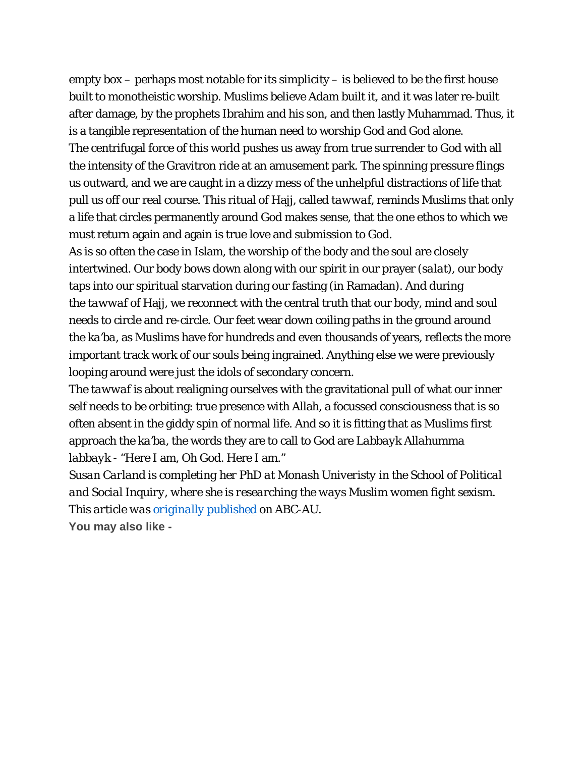empty box – perhaps most notable for its simplicity – is believed to be the first house built to monotheistic worship. Muslims believe Adam built it, and it was later re-built after damage, by the prophets Ibrahim and his son, and then lastly Muhammad. Thus, it is a tangible representation of the human need to worship God and God alone.

The centrifugal force of this world pushes us away from true surrender to God with all the intensity of the Gravitron ride at an amusement park. The spinning pressure flings us outward, and we are caught in a dizzy mess of the unhelpful distractions of life that pull us off our real course. This ritual of Hajj, called *tawwaf*, reminds Muslims that only a life that circles permanently around God makes sense, that the one ethos to which we must return again and again is true love and submission to God.

As is so often the case in Islam, the worship of the body and the soul are closely intertwined. Our body bows down along with our spirit in our prayer (*salat*), our body taps into our spiritual starvation during our fasting (in Ramadan). And during the *tawwaf* of Hajj, we reconnect with the central truth that our body, mind and soul needs to circle and re-circle. Our feet wear down coiling paths in the ground around the *ka'ba*, as Muslims have for hundreds and even thousands of years, reflects the more important track work of our souls being ingrained. Anything else we were previously looping around were just the idols of secondary concern.

The *tawwaf* is about realigning ourselves with the gravitational pull of what our inner self needs to be orbiting: true presence with Allah, a focussed consciousness that is so often absent in the giddy spin of normal life. And so it is fitting that as Muslims first approach the *ka'ba*, the words they are to call to God are *Labbayk Allahumma labbayk* - "Here I am, Oh God. Here I am."

*Susan Carland is completing her PhD at Monash Univeristy in the School of Political and Social Inquiry, where she is researching the ways Muslim women fight sexism.*

*This article was* [originally published]() on ABC-AU.

**You may also like -**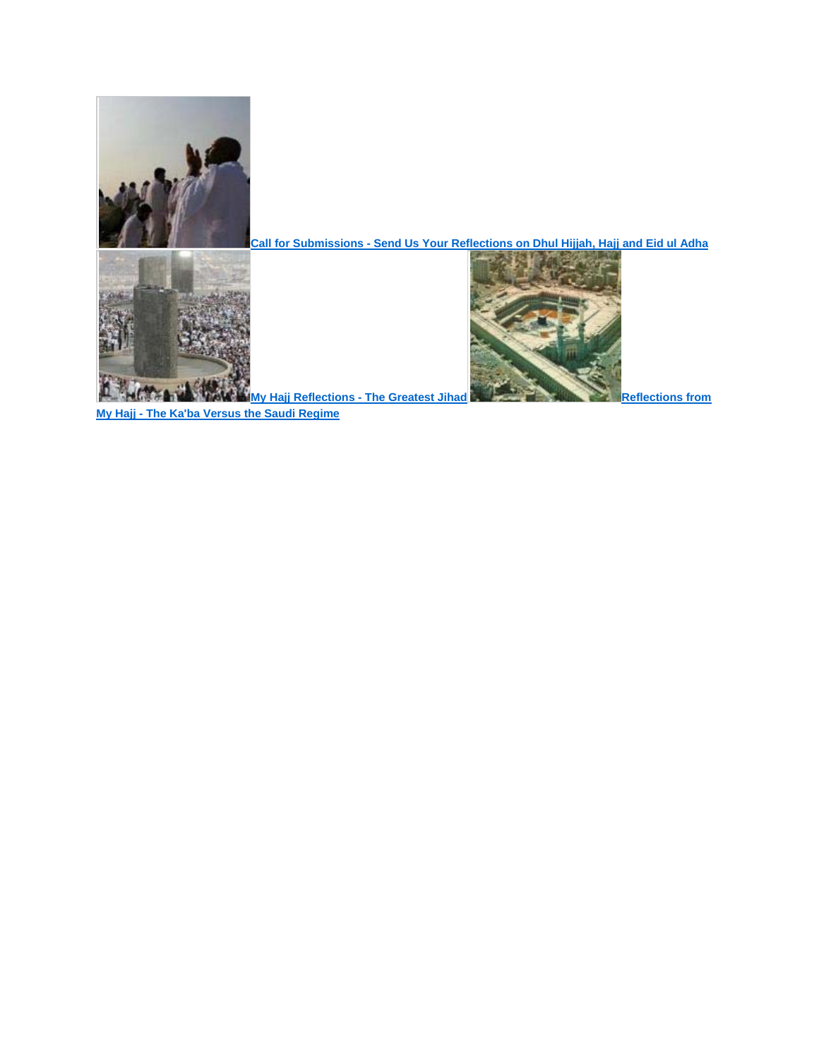[Call for Submissions - Send Us Your Reflections on Dhul Hijjah, Hajj and Eid ul Adha]

[My Hajj Reflections - The Greatest Jihad]

[Reflections from My Hajj - The Ka'ba Versus the Saudi Regime]